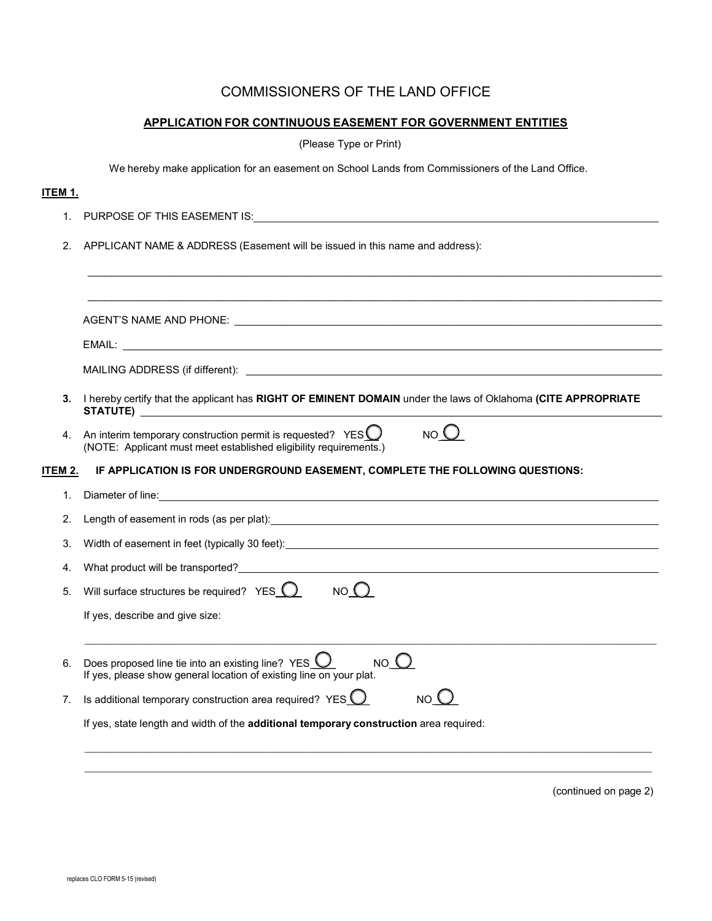# COMMISSIONERS OF THE LAND OFFICE

## APPLICATION FOR CONTINUOUS EASEMENT FOR GOVERNMENT ENTITIES

(Please Type or Print)

We hereby make application for an easement on School Lands from Commissioners of the Land Office.

**ITEM 1.**

1. PURPOSE OF THIS EASEMENT IS: ______________________________

2. APPLICANT NAME & ADDRESS (Easement will be issued in this name and address):

   ______________________________

   ______________________________

   AGENT'S NAME AND PHONE: ______________________________

   EMAIL: ______________________________

   MAILING ADDRESS (if different): ______________________________

3. I hereby certify that the applicant has **RIGHT OF EMINENT DOMAIN** under the laws of Oklahoma **(CITE APPROPRIATE STATUTE)** ______________________________

4. An interim temporary construction permit is requested? YES ◯ NO ◯
   (NOTE: Applicant must meet established eligibility requirements.)

**ITEM 2. IF APPLICATION IS FOR UNDERGROUND EASEMENT, COMPLETE THE FOLLOWING QUESTIONS:**

1. Diameter of line: ______________________________

2. Length of easement in rods (as per plat): ______________________________

3. Width of easement in feet (typically 30 feet): ______________________________

4. What product will be transported? ______________________________

5. Will surface structures be required? YES ◯ NO ◯

   If yes, describe and give size:

   ______________________________

6. Does proposed line tie into an existing line? YES ◯ NO ◯
   If yes, please show general location of existing line on your plat.

7. Is additional temporary construction area required? YES ◯ NO ◯

   If yes, state length and width of the **additional temporary construction** area required:

   ______________________________

   ______________________________

(continued on page 2)

replaces CLO FORM 5-15 (revised)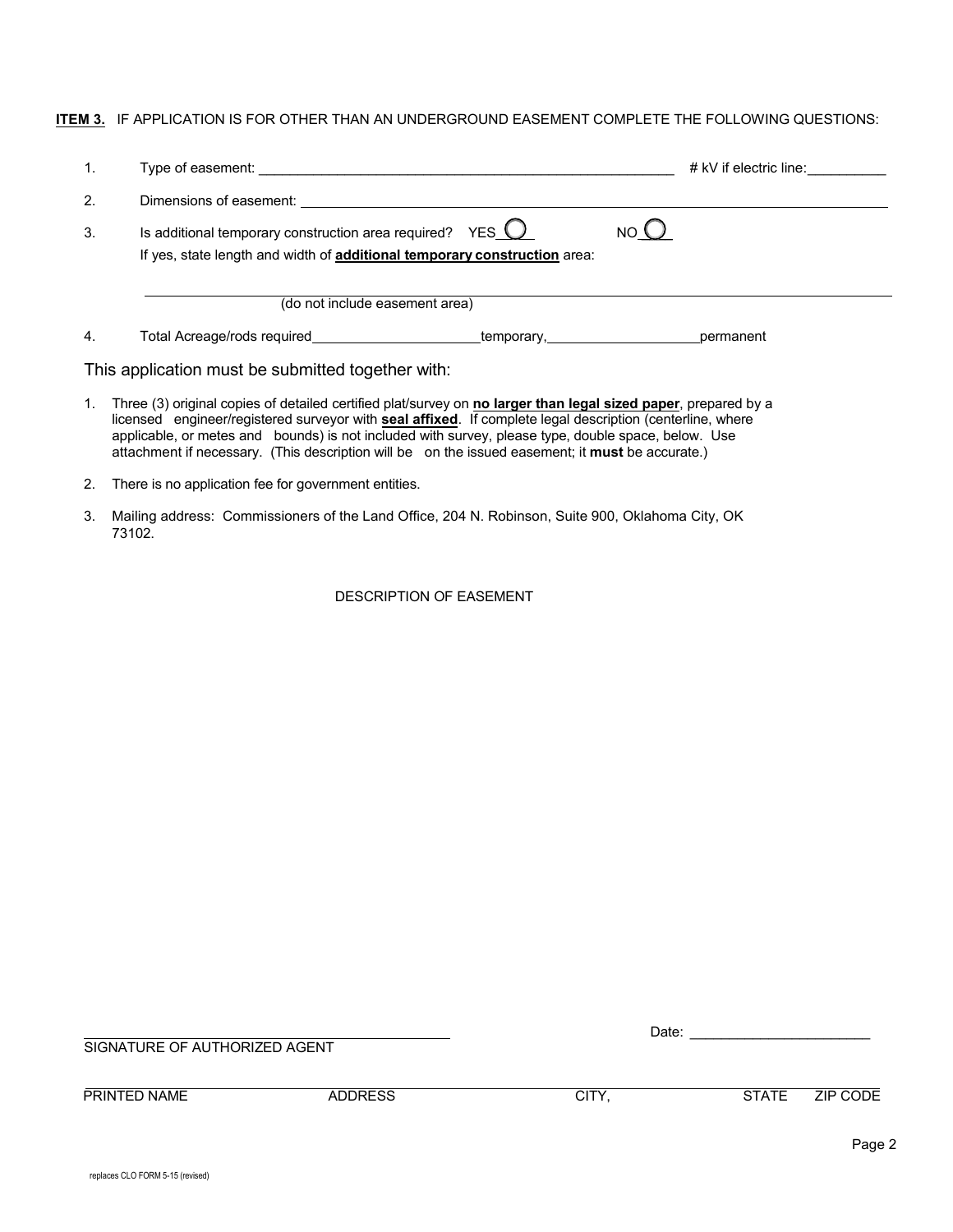**ITEM 3.** IF APPLICATION IS FOR OTHER THAN AN UNDERGROUND EASEMENT COMPLETE THE FOLLOWING QUESTIONS:

1. Type of easement: ______________________________________________ # kV if electric line:__________
2. Dimensions of easement: ______________________________________________
3. Is additional temporary construction area required? YES ◯ NO ◯
   If yes, state length and width of **additional temporary construction** area:

   ______________________________________________
   (do not include easement area)
4. Total Acreage/rods required____________________temporary,__________________permanent

This application must be submitted together with:

1. Three (3) original copies of detailed certified plat/survey on **no larger than legal sized paper**, prepared by a licensed engineer/registered surveyor with **seal affixed**. If complete legal description (centerline, where applicable, or metes and bounds) is not included with survey, please type, double space, below. Use attachment if necessary. (This description will be on the issued easement; it **must** be accurate.)
2. There is no application fee for government entities.
3. Mailing address: Commissioners of the Land Office, 204 N. Robinson, Suite 900, Oklahoma City, OK 73102.

DESCRIPTION OF EASEMENT

______________________________________________ Date: ________________________
SIGNATURE OF AUTHORIZED AGENT

______________________________________________
PRINTED NAME ADDRESS CITY, STATE ZIP CODE

replaces CLO FORM 5-15 (revised)